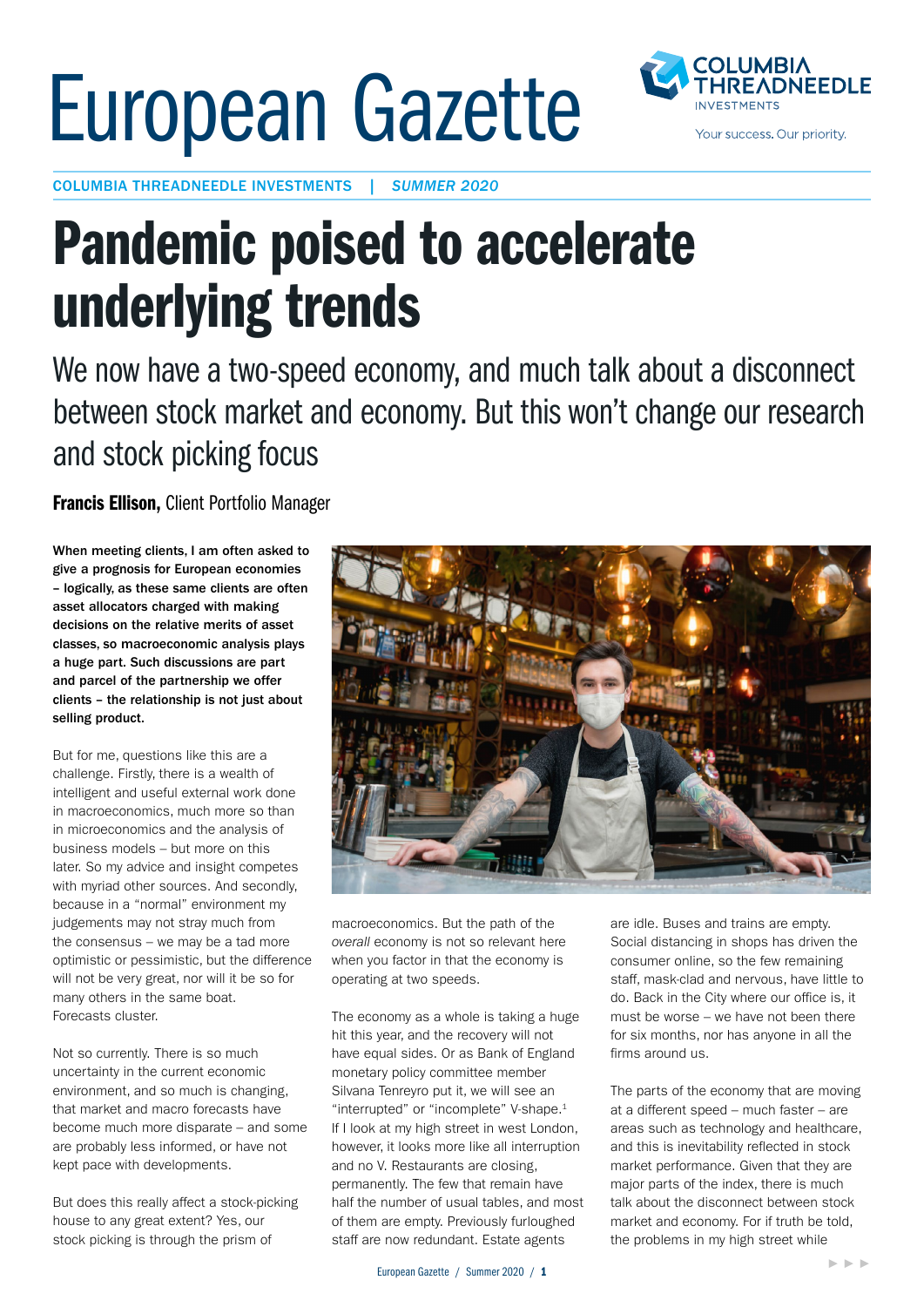# European Gazette

COLUMBIA THREADNEEDLE INVESTMENTS | *SUMMER 2020*

# Pandemic poised to accelerate underlying trends

## We now have a two-speed economy, and much talk about a disconnect between stock market and economy. But this won't change our research and stock picking focus

**Francis Ellison,** Client Portfolio Manager

**When meeting clients, I am often asked to give a prognosis for European economies – logically, as these same clients are often asset allocators charged with making decisions on the relative merits of asset classes, so macroeconomic analysis plays a huge part. Such discussions are part and parcel of the partnership we offer clients – the relationship is not just about selling product.**

But for me, questions like this are a challenge. Firstly, there is a wealth of intelligent and useful external work done in macroeconomics, much more so than in microeconomics and the analysis of business models – but more on this later. So my advice and insight competes with myriad other sources. And secondly, because in a "normal" environment my judgements may not stray much from the consensus – we may be a tad more optimistic or pessimistic, but the difference will not be very great, nor will it be so for many others in the same boat. Forecasts cluster.

Not so currently. There is so much uncertainty in the current economic environment, and so much is changing, that market and macro forecasts have become much more disparate – and some are probably less informed, or have not kept pace with developments.

But does this really affect a stock-picking house to any great extent? Yes, our stock picking is through the prism of macroeconomics. But the path of the *overall* economy is not so relevant here when you factor in that the economy is operating at two speeds.

The economy as a whole is taking a huge hit this year, and the recovery will not have equal sides. Or as Bank of England monetary policy committee member Silvana Tenreyro put it, we will see an "interrupted" or "incomplete" V-shape.[1] If I look at my high street in west London, however, it looks more like all interruption and no V. Restaurants are closing, permanently. The few that remain have half the number of usual tables, and most of them are empty. Previously furloughed staff are now redundant. Estate agents are idle. Buses and trains are empty. Social distancing in shops has driven the consumer online, so the few remaining staff, mask-clad and nervous, have little to do. Back in the City where our office is, it must be worse – we have not been there for six months, nor has anyone in all the firms around us.

The parts of the economy that are moving at a different speed – much faster – are areas such as technology and healthcare, and this is inevitability reflected in stock market performance. Given that they are major parts of the index, there is much talk about the disconnect between stock market and economy. For if truth be told, the problems in my high street while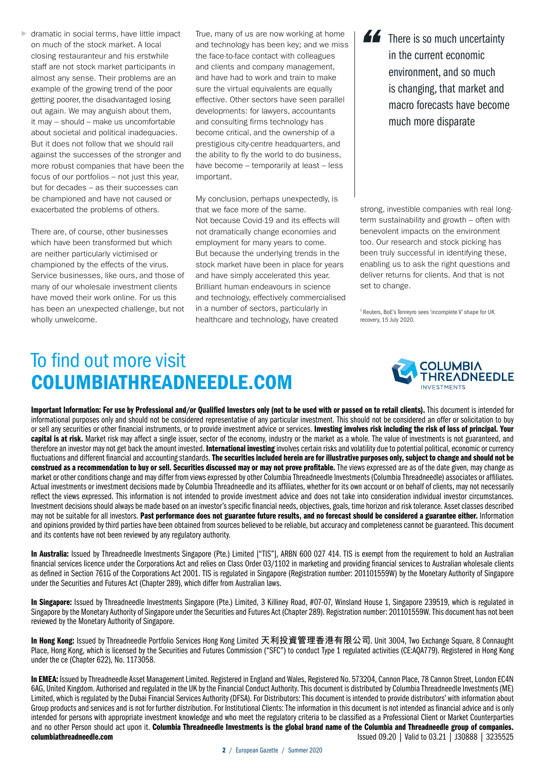dramatic in social terms, have little impact on much of the stock market. A local closing restauranteur and his erstwhile staff are not stock market participants in almost any sense. Their problems are an example of the growing trend of the poor getting poorer, the disadvantaged losing out again. We may anguish about them, it may – should – make us uncomfortable about societal and political inadequacies. But it does not follow that we should rail against the successes of the stronger and more robust companies that have been the focus of our portfolios – not just this year, but for decades – as their successes can be championed and have not caused or exacerbated the problems of others.

There are, of course, other businesses which have been transformed but which are neither particularly victimised or championed by the effects of the virus. Service businesses, like ours, and those of many of our wholesale investment clients have moved their work online. For us this has been an unexpected challenge, but not wholly unwelcome.

True, many of us are now working at home and technology has been key; and we miss the face-to-face contact with colleagues and clients and company management, and have had to work and train to make sure the virtual equivalents are equally effective. Other sectors have seen parallel developments: for lawyers, accountants and consulting firms technology has become critical, and the ownership of a prestigious city-centre headquarters, and the ability to fly the world to do business, have become – temporarily at least – less important.

My conclusion, perhaps unexpectedly, is that we face more of the same. Not because Covid-19 and its effects will not dramatically change economies and employment for many years to come. But because the underlying trends in the stock market have been in place for years and have simply accelerated this year. Brilliant human endeavours in science and technology, effectively commercialised in a number of sectors, particularly in healthcare and technology, have created strong, investible companies with real long-term sustainability and growth – often with benevolent impacts on the environment too. Our research and stock picking has been truly successful in identifying these, enabling us to ask the right questions and deliver returns for clients. And that is not set to change.

> “There is so much uncertainty in the current economic environment, and so much is changing, that market and macro forecasts have become much more disparate

[1] Reuters, BoE's Tenreyro sees 'incomplete V' shape for UK recovery, 15 July 2020.

# To find out more visit **COLUMBIATHREADNEEDLE.COM**

COLUMBIA THREADNEEDLE INVESTMENTS

**Important Information: For use by Professional and/or Qualified Investors only (not to be used with or passed on to retail clients).** This document is intended for informational purposes only and should not be considered representative of any particular investment. This should not be considered an offer or solicitation to buy or sell any securities or other financial instruments, or to provide investment advice or services. **Investing involves risk including the risk of loss of principal. Your capital is at risk.** Market risk may affect a single issuer, sector of the economy, industry or the market as a whole. The value of investments is not guaranteed, and therefore an investor may not get back the amount invested. **International investing** involves certain risks and volatility due to potential political, economic or currency fluctuations and different financial and accounting standards. **The securities included herein are for illustrative purposes only, subject to change and should not be construed as a recommendation to buy or sell. Securities discussed may or may not prove profitable.** The views expressed are as of the date given, may change as market or other conditions change and may differ from views expressed by other Columbia Threadneedle Investments (Columbia Threadneedle) associates or affiliates. Actual investments or investment decisions made by Columbia Threadneedle and its affiliates, whether for its own account or on behalf of clients, may not necessarily reflect the views expressed. This information is not intended to provide investment advice and does not take into consideration individual investor circumstances. Investment decisions should always be made based on an investor's specific financial needs, objectives, goals, time horizon and risk tolerance. Asset classes described may not be suitable for all investors. **Past performance does not guarantee future results, and no forecast should be considered a guarantee either.** Information and opinions provided by third parties have been obtained from sources believed to be reliable, but accuracy and completeness cannot be guaranteed. This document and its contents have not been reviewed by any regulatory authority.

**In Australia:** Issued by Threadneedle Investments Singapore (Pte.) Limited ["TIS"], ARBN 600 027 414. TIS is exempt from the requirement to hold an Australian financial services licence under the Corporations Act and relies on Class Order 03/1102 in marketing and providing financial services to Australian wholesale clients as defined in Section 761G of the Corporations Act 2001. TIS is regulated in Singapore (Registration number: 201101559W) by the Monetary Authority of Singapore under the Securities and Futures Act (Chapter 289), which differ from Australian laws.

**In Singapore:** Issued by Threadneedle Investments Singapore (Pte.) Limited, 3 Killiney Road, #07-07, Winsland House 1, Singapore 239519, which is regulated in Singapore by the Monetary Authority of Singapore under the Securities and Futures Act (Chapter 289). Registration number: 201101559W. This document has not been reviewed by the Monetary Authority of Singapore.

**In Hong Kong:** Issued by Threadneedle Portfolio Services Hong Kong Limited 天利投資管理香港有限公司. Unit 3004, Two Exchange Square, 8 Connaught Place, Hong Kong, which is licensed by the Securities and Futures Commission ("SFC") to conduct Type 1 regulated activities (CE:AQA779). Registered in Hong Kong under the ce (Chapter 622), No. 1173058.

**In EMEA:** Issued by Threadneedle Asset Management Limited. Registered in England and Wales, Registered No. 573204, Cannon Place, 78 Cannon Street, London EC4N 6AG, United Kingdom. Authorised and regulated in the UK by the Financial Conduct Authority. This document is distributed by Columbia Threadneedle Investments (ME) Limited, which is regulated by the Dubai Financial Services Authority (DFSA). For Distributors: This document is intended to provide distributors' with information about Group products and services and is not for further distribution. For Institutional Clients: The information in this document is not intended as financial advice and is only intended for persons with appropriate investment knowledge and who meet the regulatory criteria to be classified as a Professional Client or Market Counterparties and no other Person should act upon it. **Columbia Threadneedle Investments is the global brand name of the Columbia and Threadneedle group of companies.**
**columbiathreadneedle.com**

Issued 09.20 | Valid to 03.21 | J30888 | 3235525